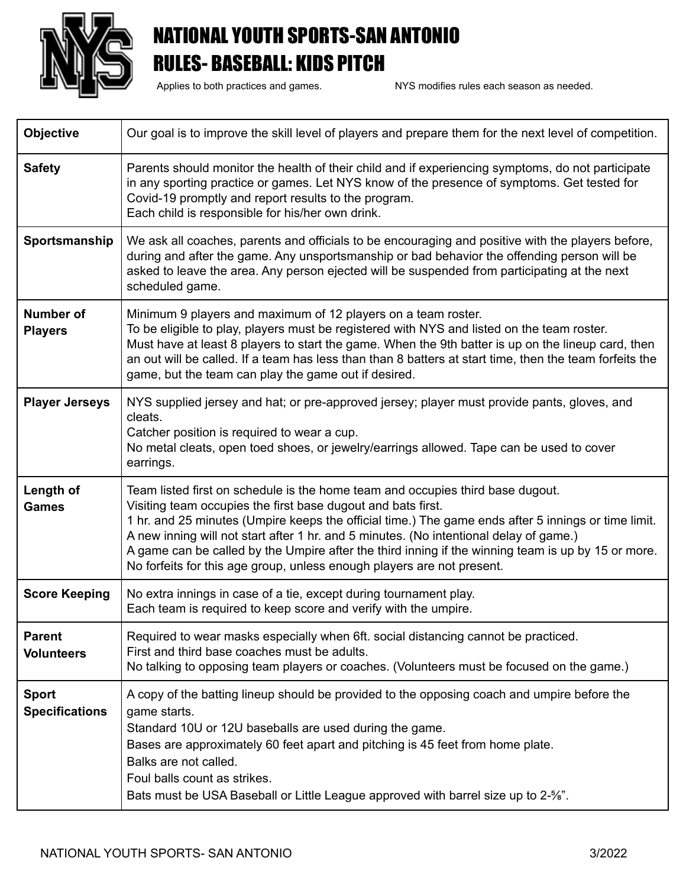# NATIONAL YOUTH SPORTS-SAN ANTONIO

# RULES- BASEBALL: KIDS PITCH

Applies to both practices and games. NYS modifies rules each season as needed.

| | |
|---|---|
| **Objective** | Our goal is to improve the skill level of players and prepare them for the next level of competition. |
| **Safety** | Parents should monitor the health of their child and if experiencing symptoms, do not participate in any sporting practice or games. Let NYS know of the presence of symptoms. Get tested for Covid-19 promptly and report results to the program.<br>Each child is responsible for his/her own drink. |
| **Sportsmanship** | We ask all coaches, parents and officials to be encouraging and positive with the players before, during and after the game. Any unsportsmanship or bad behavior the offending person will be asked to leave the area. Any person ejected will be suspended from participating at the next scheduled game. |
| **Number of Players** | Minimum 9 players and maximum of 12 players on a team roster.<br>To be eligible to play, players must be registered with NYS and listed on the team roster.<br>Must have at least 8 players to start the game. When the 9th batter is up on the lineup card, then an out will be called. If a team has less than than 8 batters at start time, then the team forfeits the game, but the team can play the game out if desired. |
| **Player Jerseys** | NYS supplied jersey and hat; or pre-approved jersey; player must provide pants, gloves, and cleats.<br>Catcher position is required to wear a cup.<br>No metal cleats, open toed shoes, or jewelry/earrings allowed. Tape can be used to cover earrings. |
| **Length of Games** | Team listed first on schedule is the home team and occupies third base dugout.<br>Visiting team occupies the first base dugout and bats first.<br>1 hr. and 25 minutes (Umpire keeps the official time.) The game ends after 5 innings or time limit. A new inning will not start after 1 hr. and 5 minutes. (No intentional delay of game.)<br>A game can be called by the Umpire after the third inning if the winning team is up by 15 or more.<br>No forfeits for this age group, unless enough players are not present. |
| **Score Keeping** | No extra innings in case of a tie, except during tournament play.<br>Each team is required to keep score and verify with the umpire. |
| **Parent Volunteers** | Required to wear masks especially when 6ft. social distancing cannot be practiced.<br>First and third base coaches must be adults.<br>No talking to opposing team players or coaches. (Volunteers must be focused on the game.) |
| **Sport Specifications** | A copy of the batting lineup should be provided to the opposing coach and umpire before the game starts.<br>Standard 10U or 12U baseballs are used during the game.<br>Bases are approximately 60 feet apart and pitching is 45 feet from home plate.<br>Balks are not called.<br>Foul balls count as strikes.<br>Bats must be USA Baseball or Little League approved with barrel size up to 2-⅝". |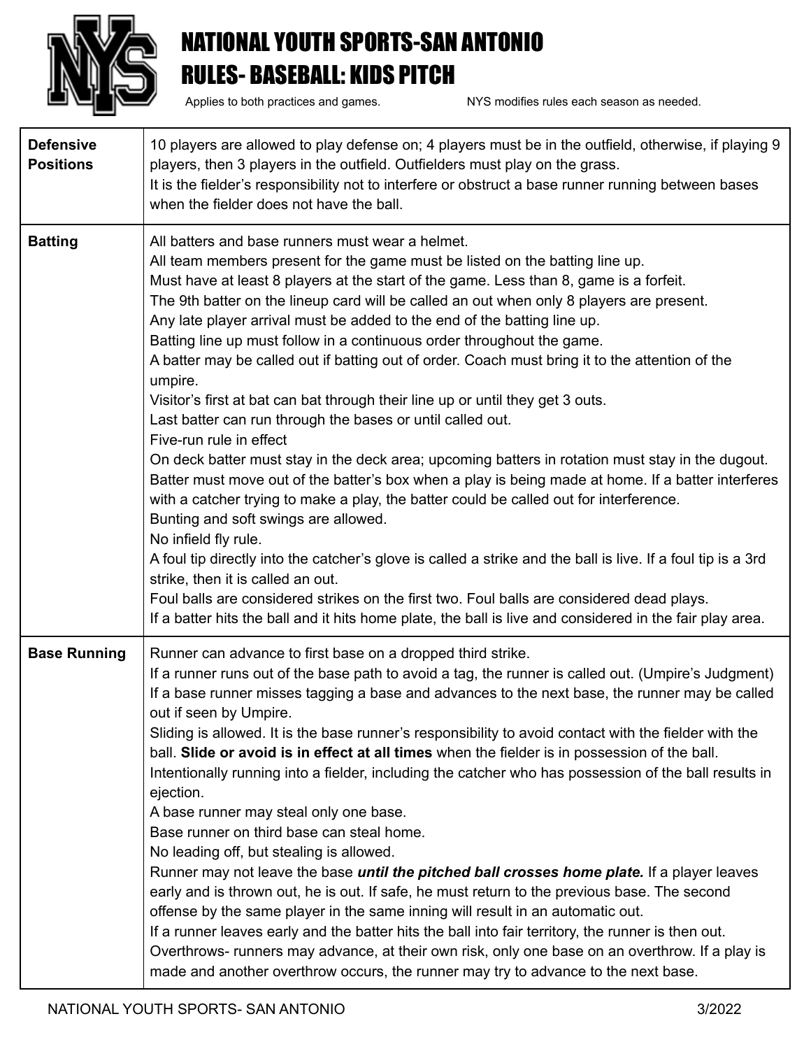# NATIONAL YOUTH SPORTS-SAN ANTONIO
## RULES- BASEBALL: KIDS PITCH

Applies to both practices and games. NYS modifies rules each season as needed.

| | |
|---|---|
| **Defensive Positions** | 10 players are allowed to play defense on; 4 players must be in the outfield, otherwise, if playing 9 players, then 3 players in the outfield. Outfielders must play on the grass.<br>It is the fielder's responsibility not to interfere or obstruct a base runner running between bases when the fielder does not have the ball. |
| **Batting** | All batters and base runners must wear a helmet.<br>All team members present for the game must be listed on the batting line up.<br>Must have at least 8 players at the start of the game. Less than 8, game is a forfeit.<br>The 9th batter on the lineup card will be called an out when only 8 players are present.<br>Any late player arrival must be added to the end of the batting line up.<br>Batting line up must follow in a continuous order throughout the game.<br>A batter may be called out if batting out of order. Coach must bring it to the attention of the umpire.<br>Visitor's first at bat can bat through their line up or until they get 3 outs.<br>Last batter can run through the bases or until called out.<br>Five-run rule in effect<br>On deck batter must stay in the deck area; upcoming batters in rotation must stay in the dugout.<br>Batter must move out of the batter's box when a play is being made at home. If a batter interferes with a catcher trying to make a play, the batter could be called out for interference.<br>Bunting and soft swings are allowed.<br>No infield fly rule.<br>A foul tip directly into the catcher's glove is called a strike and the ball is live. If a foul tip is a 3rd strike, then it is called an out.<br>Foul balls are considered strikes on the first two. Foul balls are considered dead plays.<br>If a batter hits the ball and it hits home plate, the ball is live and considered in the fair play area. |
| **Base Running** | Runner can advance to first base on a dropped third strike.<br>If a runner runs out of the base path to avoid a tag, the runner is called out. (Umpire's Judgment)<br>If a base runner misses tagging a base and advances to the next base, the runner may be called out if seen by Umpire.<br>Sliding is allowed. It is the base runner's responsibility to avoid contact with the fielder with the ball. **Slide or avoid is in effect at all times** when the fielder is in possession of the ball.<br>Intentionally running into a fielder, including the catcher who has possession of the ball results in ejection.<br>A base runner may steal only one base.<br>Base runner on third base can steal home.<br>No leading off, but stealing is allowed.<br>Runner may not leave the base ***until the pitched ball crosses home plate.*** If a player leaves early and is thrown out, he is out. If safe, he must return to the previous base. The second offense by the same player in the same inning will result in an automatic out.<br>If a runner leaves early and the batter hits the ball into fair territory, the runner is then out.<br>Overthrows- runners may advance, at their own risk, only one base on an overthrow. If a play is made and another overthrow occurs, the runner may try to advance to the next base. |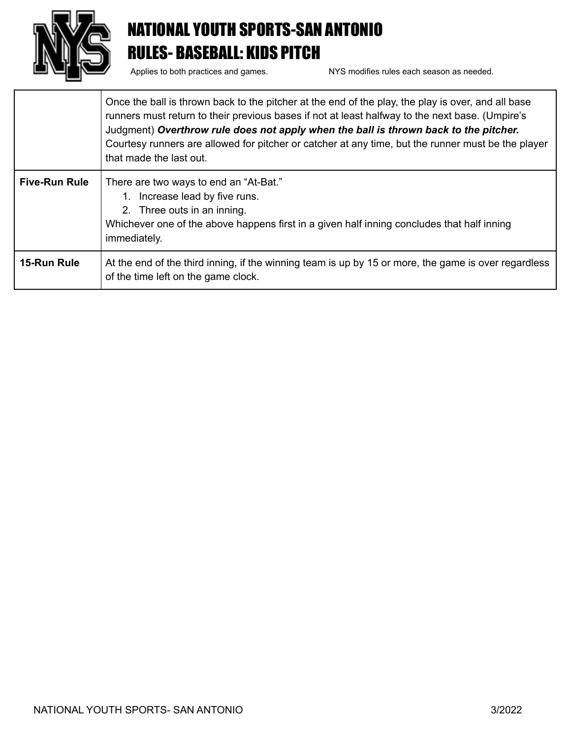// Remaining tokens in this turn: 59,806
# NATIONAL YOUTH SPORTS-SAN ANTONIO
# RULES- BASEBALL: KIDS PITCH

Applies to both practices and games. NYS modifies rules each season as needed.

| | |
|---|---|
| | Once the ball is thrown back to the pitcher at the end of the play, the play is over, and all base runners must return to their previous bases if not at least halfway to the next base. (Umpire's Judgment) ***Overthrow rule does not apply when the ball is thrown back to the pitcher.*** Courtesy runners are allowed for pitcher or catcher at any time, but the runner must be the player that made the last out. |
| **Five-Run Rule** | There are two ways to end an "At-Bat." 1. Increase lead by five runs. 2. Three outs in an inning. Whichever one of the above happens first in a given half inning concludes that half inning immediately. |
| **15-Run Rule** | At the end of the third inning, if the winning team is up by 15 or more, the game is over regardless of the time left on the game clock. |